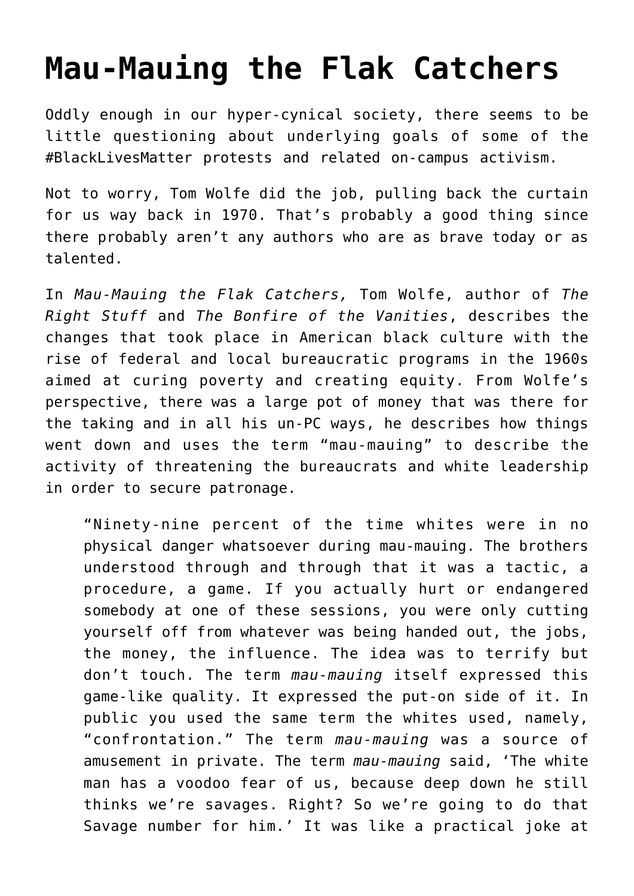# Mau-Mauing the Flak Catchers

Oddly enough in our hyper-cynical society, there seems to be little questioning about underlying goals of some of the #BlackLivesMatter protests and related on-campus activism.

Not to worry, Tom Wolfe did the job, pulling back the curtain for us way back in 1970. That's probably a good thing since there probably aren't any authors who are as brave today or as talented.

In *Mau-Mauing the Flak Catchers,* Tom Wolfe, author of *The Right Stuff* and *The Bonfire of the Vanities*, describes the changes that took place in American black culture with the rise of federal and local bureaucratic programs in the 1960s aimed at curing poverty and creating equity. From Wolfe's perspective, there was a large pot of money that was there for the taking and in all his un-PC ways, he describes how things went down and uses the term "mau-mauing" to describe the activity of threatening the bureaucrats and white leadership in order to secure patronage.

> "Ninety-nine percent of the time whites were in no physical danger whatsoever during mau-mauing. The brothers understood through and through that it was a tactic, a procedure, a game. If you actually hurt or endangered somebody at one of these sessions, you were only cutting yourself off from whatever was being handed out, the jobs, the money, the influence. The idea was to terrify but don't touch. The term *mau-mauing* itself expressed this game-like quality. It expressed the put-on side of it. In public you used the same term the whites used, namely, "confrontation." The term *mau-mauing* was a source of amusement in private. The term *mau-mauing* said, 'The white man has a voodoo fear of us, because deep down he still thinks we're savages. Right? So we're going to do that Savage number for him.' It was like a practical joke at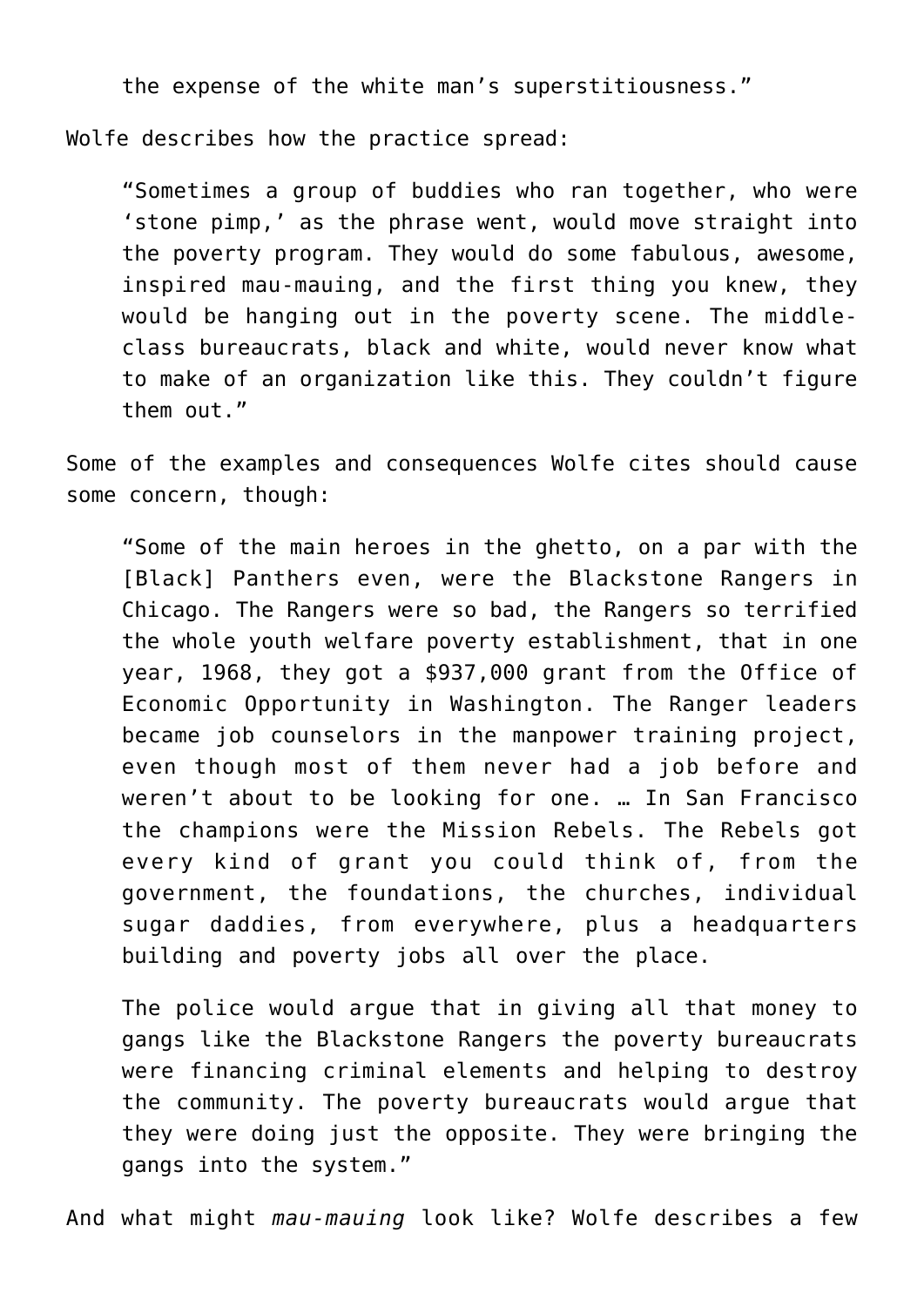> the expense of the white man's superstitiousness."

Wolfe describes how the practice spread:

> "Sometimes a group of buddies who ran together, who were 'stone pimp,' as the phrase went, would move straight into the poverty program. They would do some fabulous, awesome, inspired mau-mauing, and the first thing you knew, they would be hanging out in the poverty scene. The middle-class bureaucrats, black and white, would never know what to make of an organization like this. They couldn't figure them out."

Some of the examples and consequences Wolfe cites should cause some concern, though:

> "Some of the main heroes in the ghetto, on a par with the [Black] Panthers even, were the Blackstone Rangers in Chicago. The Rangers were so bad, the Rangers so terrified the whole youth welfare poverty establishment, that in one year, 1968, they got a $937,000 grant from the Office of Economic Opportunity in Washington. The Ranger leaders became job counselors in the manpower training project, even though most of them never had a job before and weren't about to be looking for one. … In San Francisco the champions were the Mission Rebels. The Rebels got every kind of grant you could think of, from the government, the foundations, the churches, individual sugar daddies, from everywhere, plus a headquarters building and poverty jobs all over the place.
>
> The police would argue that in giving all that money to gangs like the Blackstone Rangers the poverty bureaucrats were financing criminal elements and helping to destroy the community. The poverty bureaucrats would argue that they were doing just the opposite. They were bringing the gangs into the system."

And what might *mau-mauing* look like? Wolfe describes a few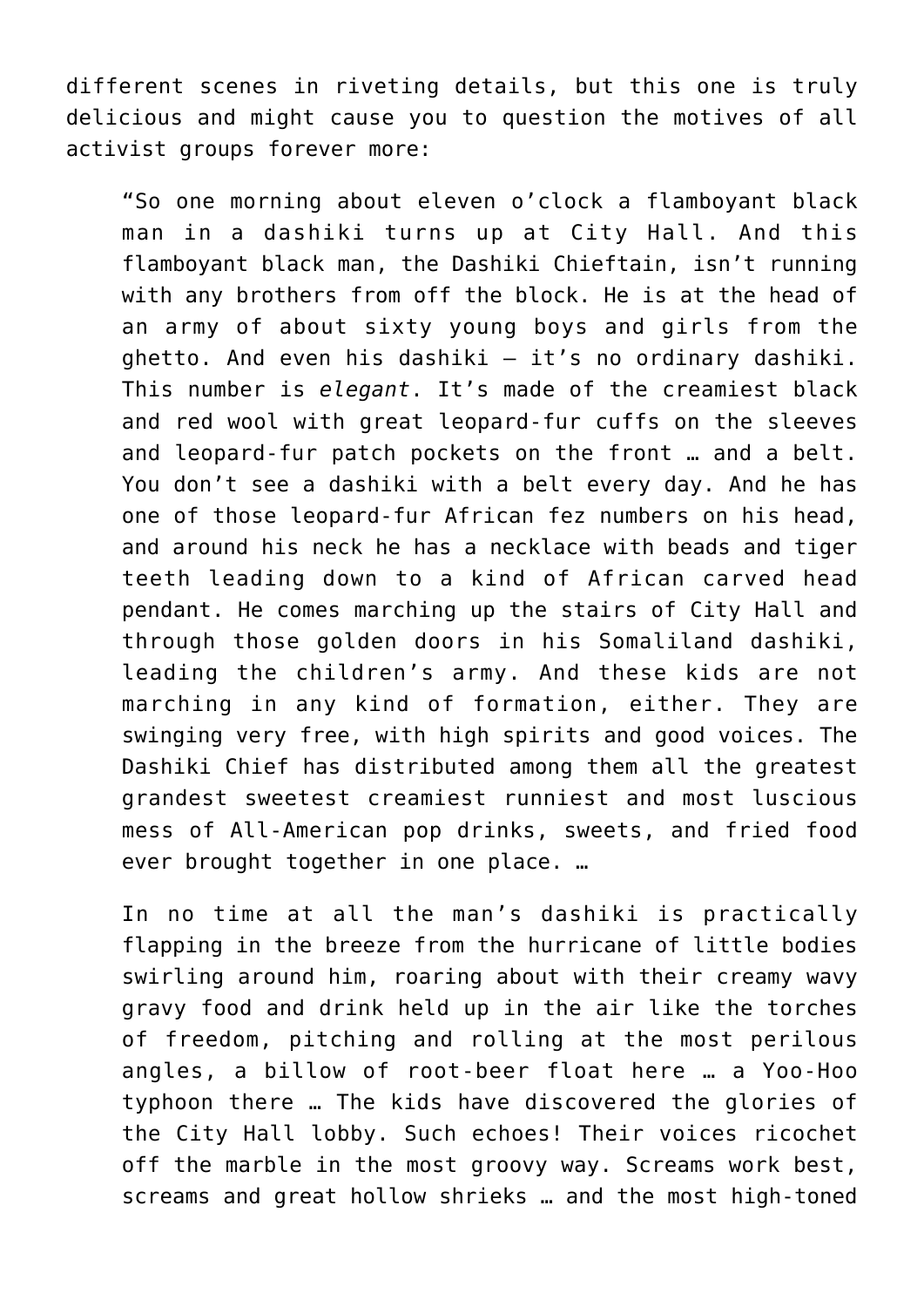different scenes in riveting details, but this one is truly delicious and might cause you to question the motives of all activist groups forever more:

> "So one morning about eleven o'clock a flamboyant black man in a dashiki turns up at City Hall. And this flamboyant black man, the Dashiki Chieftain, isn't running with any brothers from off the block. He is at the head of an army of about sixty young boys and girls from the ghetto. And even his dashiki – it's no ordinary dashiki. This number is *elegant*. It's made of the creamiest black and red wool with great leopard-fur cuffs on the sleeves and leopard-fur patch pockets on the front … and a belt. You don't see a dashiki with a belt every day. And he has one of those leopard-fur African fez numbers on his head, and around his neck he has a necklace with beads and tiger teeth leading down to a kind of African carved head pendant. He comes marching up the stairs of City Hall and through those golden doors in his Somaliland dashiki, leading the children's army. And these kids are not marching in any kind of formation, either. They are swinging very free, with high spirits and good voices. The Dashiki Chief has distributed among them all the greatest grandest sweetest creamiest runniest and most luscious mess of All-American pop drinks, sweets, and fried food ever brought together in one place. …
>
> In no time at all the man's dashiki is practically flapping in the breeze from the hurricane of little bodies swirling around him, roaring about with their creamy wavy gravy food and drink held up in the air like the torches of freedom, pitching and rolling at the most perilous angles, a billow of root-beer float here … a Yoo-Hoo typhoon there … The kids have discovered the glories of the City Hall lobby. Such echoes! Their voices ricochet off the marble in the most groovy way. Screams work best, screams and great hollow shrieks … and the most high-toned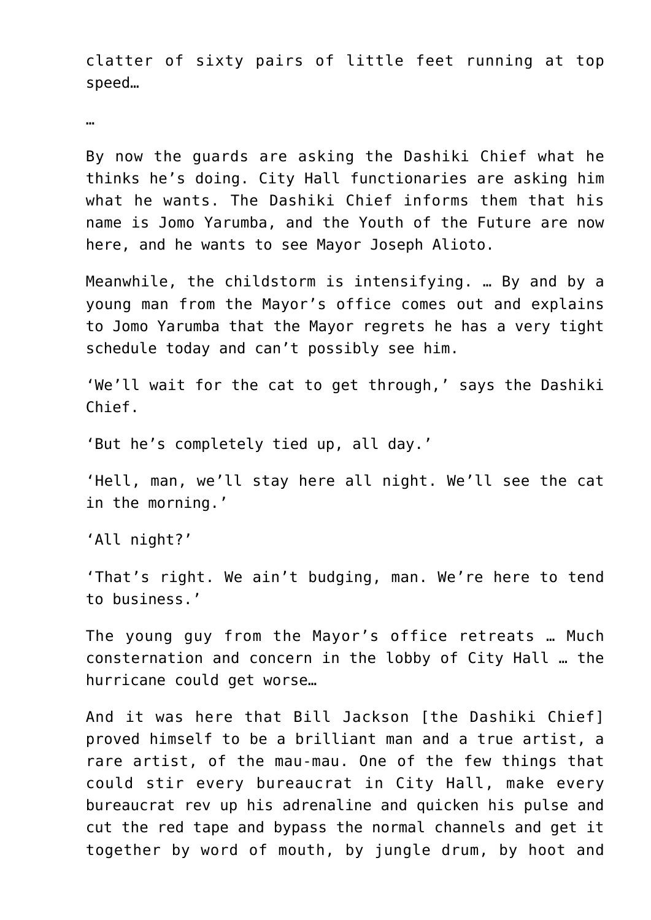clatter of sixty pairs of little feet running at top speed…

…

By now the guards are asking the Dashiki Chief what he thinks he's doing. City Hall functionaries are asking him what he wants. The Dashiki Chief informs them that his name is Jomo Yarumba, and the Youth of the Future are now here, and he wants to see Mayor Joseph Alioto.

Meanwhile, the childstorm is intensifying. … By and by a young man from the Mayor's office comes out and explains to Jomo Yarumba that the Mayor regrets he has a very tight schedule today and can't possibly see him.

'We'll wait for the cat to get through,' says the Dashiki Chief.

'But he's completely tied up, all day.'

'Hell, man, we'll stay here all night. We'll see the cat in the morning.'

'All night?'

'That's right. We ain't budging, man. We're here to tend to business.'

The young guy from the Mayor's office retreats … Much consternation and concern in the lobby of City Hall … the hurricane could get worse…

And it was here that Bill Jackson [the Dashiki Chief] proved himself to be a brilliant man and a true artist, a rare artist, of the mau-mau. One of the few things that could stir every bureaucrat in City Hall, make every bureaucrat rev up his adrenaline and quicken his pulse and cut the red tape and bypass the normal channels and get it together by word of mouth, by jungle drum, by hoot and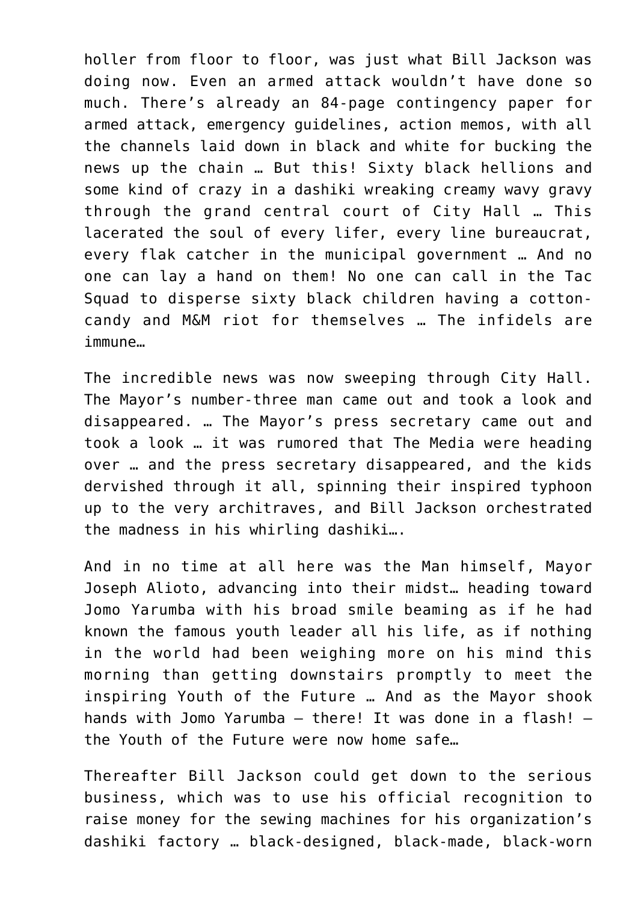holler from floor to floor, was just what Bill Jackson was doing now. Even an armed attack wouldn't have done so much. There's already an 84-page contingency paper for armed attack, emergency guidelines, action memos, with all the channels laid down in black and white for bucking the news up the chain … But this! Sixty black hellions and some kind of crazy in a dashiki wreaking creamy wavy gravy through the grand central court of City Hall … This lacerated the soul of every lifer, every line bureaucrat, every flak catcher in the municipal government … And no one can lay a hand on them! No one can call in the Tac Squad to disperse sixty black children having a cotton-candy and M&M riot for themselves … The infidels are immune…

The incredible news was now sweeping through City Hall. The Mayor's number-three man came out and took a look and disappeared. … The Mayor's press secretary came out and took a look … it was rumored that The Media were heading over … and the press secretary disappeared, and the kids dervished through it all, spinning their inspired typhoon up to the very architraves, and Bill Jackson orchestrated the madness in his whirling dashiki….

And in no time at all here was the Man himself, Mayor Joseph Alioto, advancing into their midst… heading toward Jomo Yarumba with his broad smile beaming as if he had known the famous youth leader all his life, as if nothing in the world had been weighing more on his mind this morning than getting downstairs promptly to meet the inspiring Youth of the Future … And as the Mayor shook hands with Jomo Yarumba – there! It was done in a flash! – the Youth of the Future were now home safe…

Thereafter Bill Jackson could get down to the serious business, which was to use his official recognition to raise money for the sewing machines for his organization's dashiki factory … black-designed, black-made, black-worn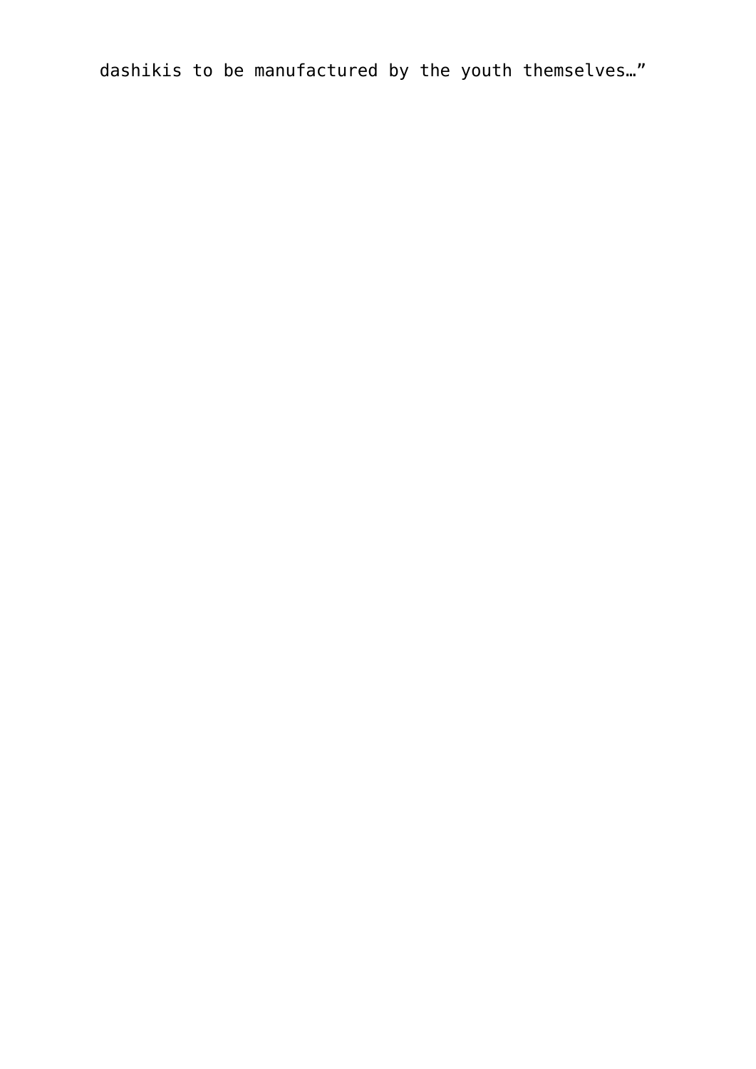dashikis to be manufactured by the youth themselves…”